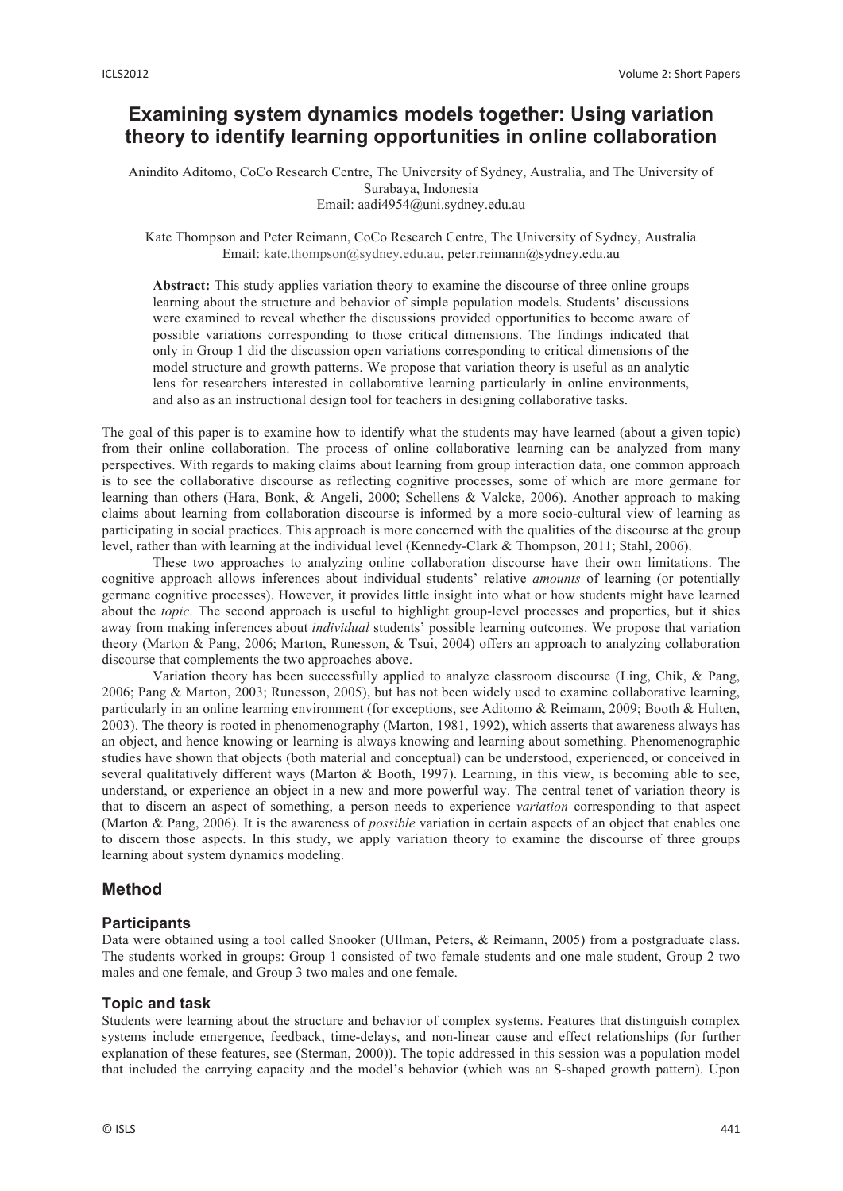# Examining system dynamics models together: Using variation theory to identify learning opportunities in online collaboration

Anindito Aditomo, CoCo Research Centre, The University of Sydney, Australia, and The University of Surabaya, Indonesia
Email: aadi4954@uni.sydney.edu.au

Kate Thompson and Peter Reimann, CoCo Research Centre, The University of Sydney, Australia
Email: kate.thompson@sydney.edu.au, peter.reimann@sydney.edu.au

**Abstract:** This study applies variation theory to examine the discourse of three online groups learning about the structure and behavior of simple population models. Students' discussions were examined to reveal whether the discussions provided opportunities to become aware of possible variations corresponding to those critical dimensions. The findings indicated that only in Group 1 did the discussion open variations corresponding to critical dimensions of the model structure and growth patterns. We propose that variation theory is useful as an analytic lens for researchers interested in collaborative learning particularly in online environments, and also as an instructional design tool for teachers in designing collaborative tasks.

The goal of this paper is to examine how to identify what the students may have learned (about a given topic) from their online collaboration. The process of online collaborative learning can be analyzed from many perspectives. With regards to making claims about learning from group interaction data, one common approach is to see the collaborative discourse as reflecting cognitive processes, some of which are more germane for learning than others (Hara, Bonk, & Angeli, 2000; Schellens & Valcke, 2006). Another approach to making claims about learning from collaboration discourse is informed by a more socio-cultural view of learning as participating in social practices. This approach is more concerned with the qualities of the discourse at the group level, rather than with learning at the individual level (Kennedy-Clark & Thompson, 2011; Stahl, 2006).

These two approaches to analyzing online collaboration discourse have their own limitations. The cognitive approach allows inferences about individual students' relative *amounts* of learning (or potentially germane cognitive processes). However, it provides little insight into what or how students might have learned about the *topic*. The second approach is useful to highlight group-level processes and properties, but it shies away from making inferences about *individual* students' possible learning outcomes. We propose that variation theory (Marton & Pang, 2006; Marton, Runesson, & Tsui, 2004) offers an approach to analyzing collaboration discourse that complements the two approaches above.

Variation theory has been successfully applied to analyze classroom discourse (Ling, Chik, & Pang, 2006; Pang & Marton, 2003; Runesson, 2005), but has not been widely used to examine collaborative learning, particularly in an online learning environment (for exceptions, see Aditomo & Reimann, 2009; Booth & Hulten, 2003). The theory is rooted in phenomenography (Marton, 1981, 1992), which asserts that awareness always has an object, and hence knowing or learning is always knowing and learning about something. Phenomenographic studies have shown that objects (both material and conceptual) can be understood, experienced, or conceived in several qualitatively different ways (Marton & Booth, 1997). Learning, in this view, is becoming able to see, understand, or experience an object in a new and more powerful way. The central tenet of variation theory is that to discern an aspect of something, a person needs to experience *variation* corresponding to that aspect (Marton & Pang, 2006). It is the awareness of *possible* variation in certain aspects of an object that enables one to discern those aspects. In this study, we apply variation theory to examine the discourse of three groups learning about system dynamics modeling.

## Method

### Participants

Data were obtained using a tool called Snooker (Ullman, Peters, & Reimann, 2005) from a postgraduate class. The students worked in groups: Group 1 consisted of two female students and one male student, Group 2 two males and one female, and Group 3 two males and one female.

### Topic and task

Students were learning about the structure and behavior of complex systems. Features that distinguish complex systems include emergence, feedback, time-delays, and non-linear cause and effect relationships (for further explanation of these features, see (Sterman, 2000)). The topic addressed in this session was a population model that included the carrying capacity and the model's behavior (which was an S-shaped growth pattern). Upon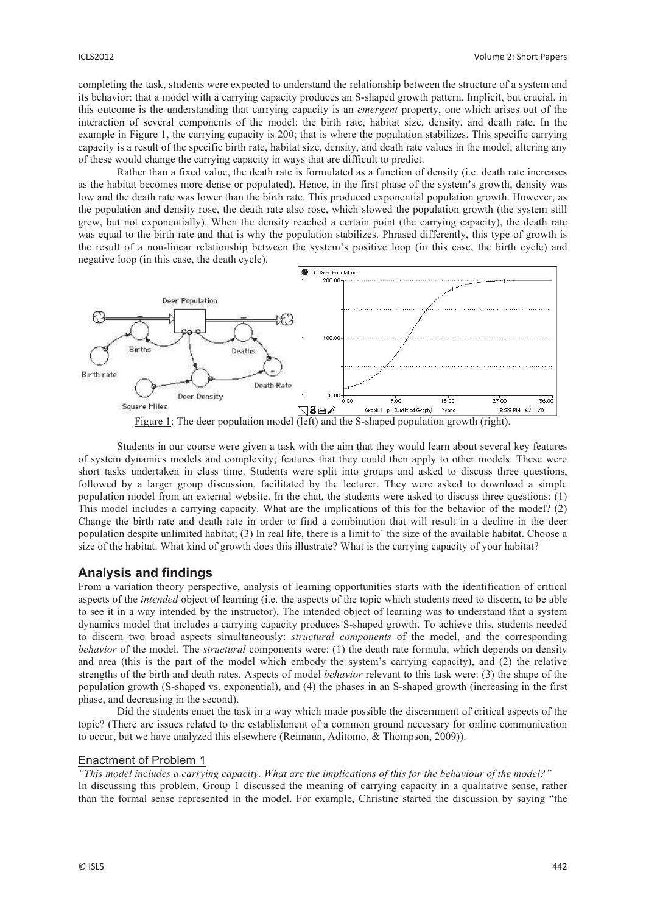completing the task, students were expected to understand the relationship between the structure of a system and its behavior: that a model with a carrying capacity produces an S-shaped growth pattern. Implicit, but crucial, in this outcome is the understanding that carrying capacity is an *emergent* property, one which arises out of the interaction of several components of the model: the birth rate, habitat size, density, and death rate. In the example in Figure 1, the carrying capacity is 200; that is where the population stabilizes. This specific carrying capacity is a result of the specific birth rate, habitat size, density, and death rate values in the model; altering any of these would change the carrying capacity in ways that are difficult to predict.

Rather than a fixed value, the death rate is formulated as a function of density (i.e. death rate increases as the habitat becomes more dense or populated). Hence, in the first phase of the system's growth, density was low and the death rate was lower than the birth rate. This produced exponential population growth. However, as the population and density rose, the death rate also rose, which slowed the population growth (the system still grew, but not exponentially). When the density reached a certain point (the carrying capacity), the death rate was equal to the birth rate and that is why the population stabilizes. Phrased differently, this type of growth is the result of a non-linear relationship between the system's positive loop (in this case, the birth cycle) and negative loop (in this case, the death cycle).

Figure 1: The deer population model (left) and the S-shaped population growth (right).

Students in our course were given a task with the aim that they would learn about several key features of system dynamics models and complexity; features that they could then apply to other models. These were short tasks undertaken in class time. Students were split into groups and asked to discuss three questions, followed by a larger group discussion, facilitated by the lecturer. They were asked to download a simple population model from an external website. In the chat, the students were asked to discuss three questions: (1) This model includes a carrying capacity. What are the implications of this for the behavior of the model? (2) Change the birth rate and death rate in order to find a combination that will result in a decline in the deer population despite unlimited habitat; (3) In real life, there is a limit to` the size of the available habitat. Choose a size of the habitat. What kind of growth does this illustrate? What is the carrying capacity of your habitat?

## Analysis and findings

From a variation theory perspective, analysis of learning opportunities starts with the identification of critical aspects of the *intended* object of learning (i.e. the aspects of the topic which students need to discern, to be able to see it in a way intended by the instructor). The intended object of learning was to understand that a system dynamics model that includes a carrying capacity produces S-shaped growth. To achieve this, students needed to discern two broad aspects simultaneously: *structural components* of the model, and the corresponding *behavior* of the model. The *structural* components were: (1) the death rate formula, which depends on density and area (this is the part of the model which embody the system's carrying capacity), and (2) the relative strengths of the birth and death rates. Aspects of model *behavior* relevant to this task were: (3) the shape of the population growth (S-shaped vs. exponential), and (4) the phases in an S-shaped growth (increasing in the first phase, and decreasing in the second).

Did the students enact the task in a way which made possible the discernment of critical aspects of the topic? (There are issues related to the establishment of a common ground necessary for online communication to occur, but we have analyzed this elsewhere (Reimann, Aditomo, & Thompson, 2009)).

### Enactment of Problem 1

*"This model includes a carrying capacity. What are the implications of this for the behaviour of the model?"*
In discussing this problem, Group 1 discussed the meaning of carrying capacity in a qualitative sense, rather than the formal sense represented in the model. For example, Christine started the discussion by saying "the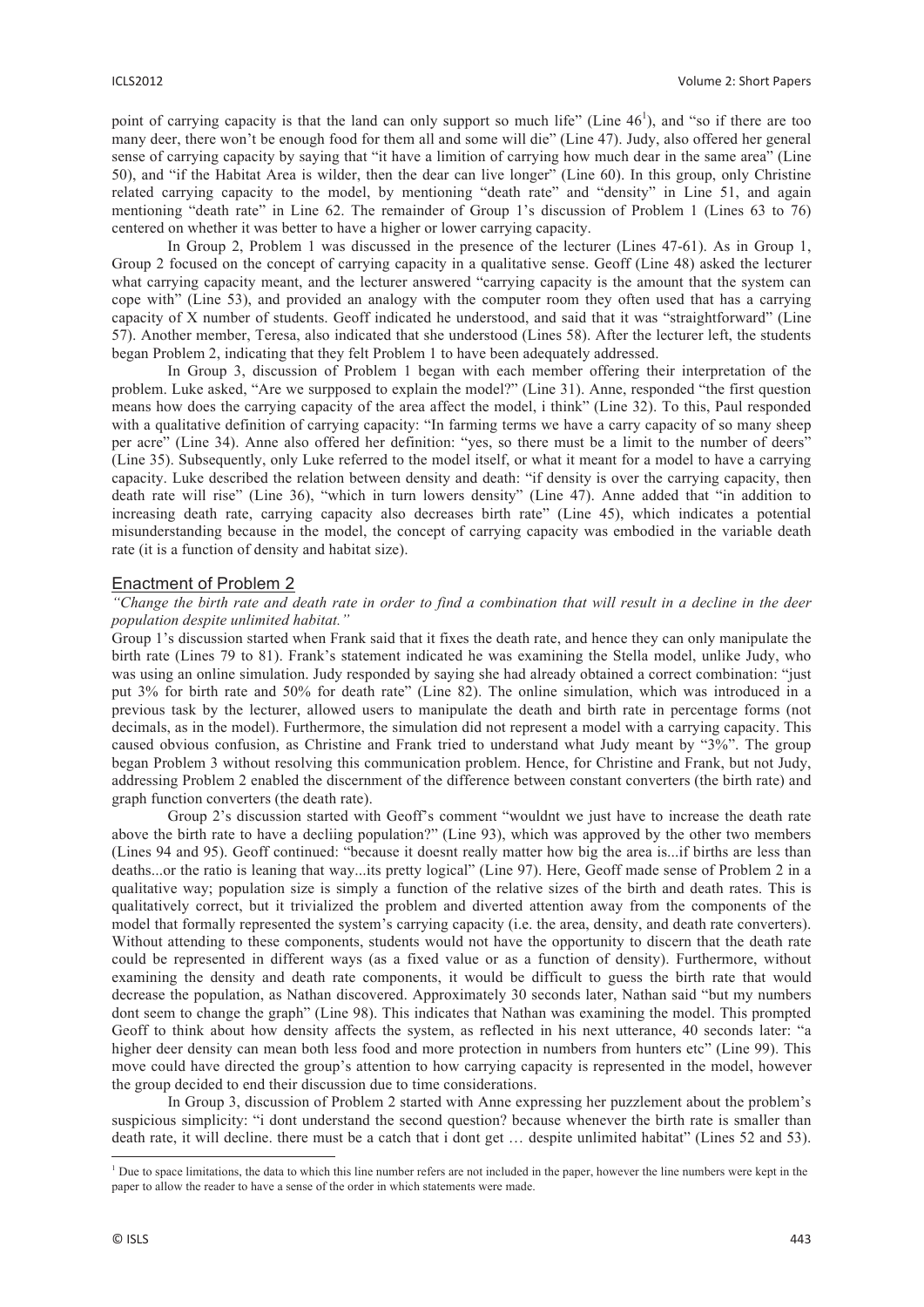point of carrying capacity is that the land can only support so much life" (Line 46[1]), and "so if there are too many deer, there won't be enough food for them all and some will die" (Line 47). Judy, also offered her general sense of carrying capacity by saying that "it have a limition of carrying how much dear in the same area" (Line 50), and "if the Habitat Area is wilder, then the dear can live longer" (Line 60). In this group, only Christine related carrying capacity to the model, by mentioning "death rate" and "density" in Line 51, and again mentioning "death rate" in Line 62. The remainder of Group 1's discussion of Problem 1 (Lines 63 to 76) centered on whether it was better to have a higher or lower carrying capacity.

In Group 2, Problem 1 was discussed in the presence of the lecturer (Lines 47-61). As in Group 1, Group 2 focused on the concept of carrying capacity in a qualitative sense. Geoff (Line 48) asked the lecturer what carrying capacity meant, and the lecturer answered "carrying capacity is the amount that the system can cope with" (Line 53), and provided an analogy with the computer room they often used that has a carrying capacity of X number of students. Geoff indicated he understood, and said that it was "straightforward" (Line 57). Another member, Teresa, also indicated that she understood (Lines 58). After the lecturer left, the students began Problem 2, indicating that they felt Problem 1 to have been adequately addressed.

In Group 3, discussion of Problem 1 began with each member offering their interpretation of the problem. Luke asked, "Are we surpposed to explain the model?" (Line 31). Anne, responded "the first question means how does the carrying capacity of the area affect the model, i think" (Line 32). To this, Paul responded with a qualitative definition of carrying capacity: "In farming terms we have a carry capacity of so many sheep per acre" (Line 34). Anne also offered her definition: "yes, so there must be a limit to the number of deers" (Line 35). Subsequently, only Luke referred to the model itself, or what it meant for a model to have a carrying capacity. Luke described the relation between density and death: "if density is over the carrying capacity, then death rate will rise" (Line 36), "which in turn lowers density" (Line 47). Anne added that "in addition to increasing death rate, carrying capacity also decreases birth rate" (Line 45), which indicates a potential misunderstanding because in the model, the concept of carrying capacity was embodied in the variable death rate (it is a function of density and habitat size).

## Enactment of Problem 2

*"Change the birth rate and death rate in order to find a combination that will result in a decline in the deer population despite unlimited habitat."*

Group 1's discussion started when Frank said that it fixes the death rate, and hence they can only manipulate the birth rate (Lines 79 to 81). Frank's statement indicated he was examining the Stella model, unlike Judy, who was using an online simulation. Judy responded by saying she had already obtained a correct combination: "just put 3% for birth rate and 50% for death rate" (Line 82). The online simulation, which was introduced in a previous task by the lecturer, allowed users to manipulate the death and birth rate in percentage forms (not decimals, as in the model). Furthermore, the simulation did not represent a model with a carrying capacity. This caused obvious confusion, as Christine and Frank tried to understand what Judy meant by "3%". The group began Problem 3 without resolving this communication problem. Hence, for Christine and Frank, but not Judy, addressing Problem 2 enabled the discernment of the difference between constant converters (the birth rate) and graph function converters (the death rate).

Group 2's discussion started with Geoff's comment "wouldnt we just have to increase the death rate above the birth rate to have a decliing population?" (Line 93), which was approved by the other two members (Lines 94 and 95). Geoff continued: "because it doesnt really matter how big the area is...if births are less than deaths...or the ratio is leaning that way...its pretty logical" (Line 97). Here, Geoff made sense of Problem 2 in a qualitative way; population size is simply a function of the relative sizes of the birth and death rates. This is qualitatively correct, but it trivialized the problem and diverted attention away from the components of the model that formally represented the system's carrying capacity (i.e. the area, density, and death rate converters). Without attending to these components, students would not have the opportunity to discern that the death rate could be represented in different ways (as a fixed value or as a function of density). Furthermore, without examining the density and death rate components, it would be difficult to guess the birth rate that would decrease the population, as Nathan discovered. Approximately 30 seconds later, Nathan said "but my numbers dont seem to change the graph" (Line 98). This indicates that Nathan was examining the model. This prompted Geoff to think about how density affects the system, as reflected in his next utterance, 40 seconds later: "a higher deer density can mean both less food and more protection in numbers from hunters etc" (Line 99). This move could have directed the group's attention to how carrying capacity is represented in the model, however the group decided to end their discussion due to time considerations.

In Group 3, discussion of Problem 2 started with Anne expressing her puzzlement about the problem's suspicious simplicity: "i dont understand the second question? because whenever the birth rate is smaller than death rate, it will decline. there must be a catch that i dont get … despite unlimited habitat" (Lines 52 and 53).

[1] Due to space limitations, the data to which this line number refers are not included in the paper, however the line numbers were kept in the paper to allow the reader to have a sense of the order in which statements were made.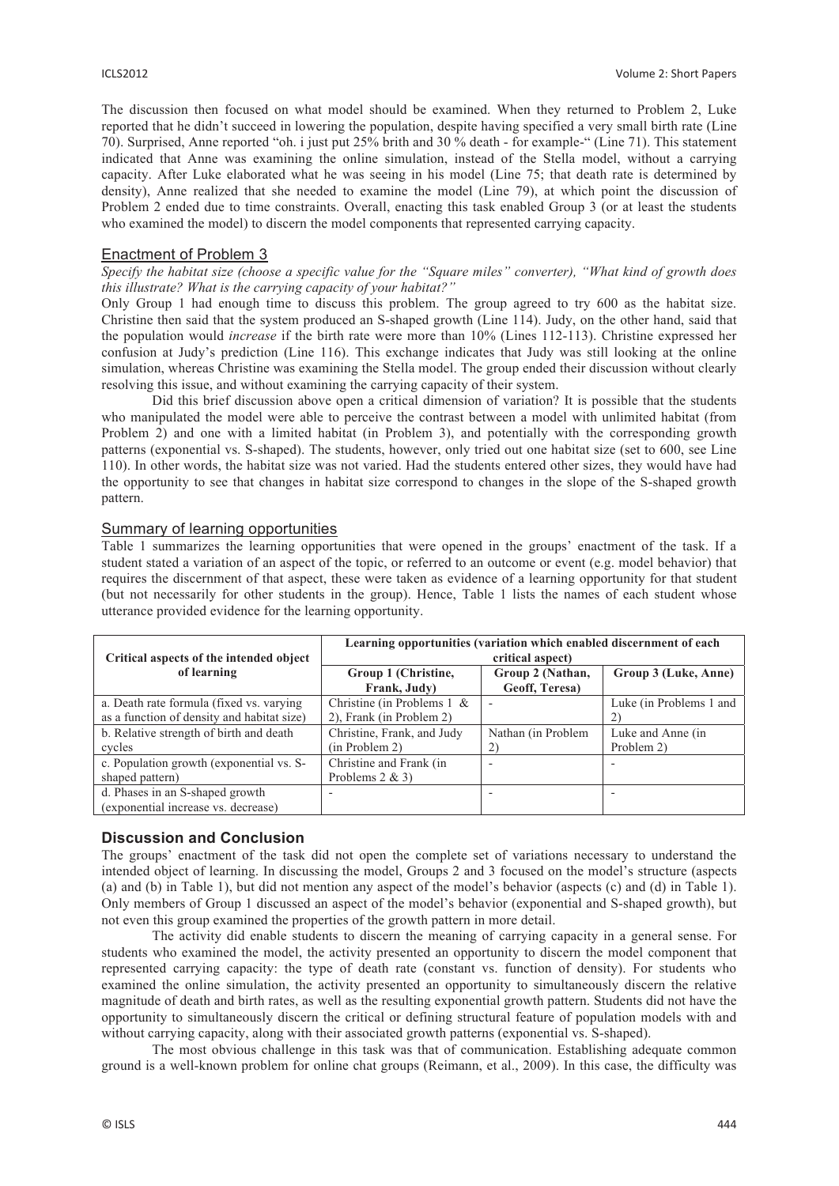The discussion then focused on what model should be examined. When they returned to Problem 2, Luke reported that he didn't succeed in lowering the population, despite having specified a very small birth rate (Line 70). Surprised, Anne reported "oh. i just put 25% brith and 30 % death - for example-" (Line 71). This statement indicated that Anne was examining the online simulation, instead of the Stella model, without a carrying capacity. After Luke elaborated what he was seeing in his model (Line 75; that death rate is determined by density), Anne realized that she needed to examine the model (Line 79), at which point the discussion of Problem 2 ended due to time constraints. Overall, enacting this task enabled Group 3 (or at least the students who examined the model) to discern the model components that represented carrying capacity.

## Enactment of Problem 3

*Specify the habitat size (choose a specific value for the "Square miles" converter), "What kind of growth does this illustrate? What is the carrying capacity of your habitat?"*

Only Group 1 had enough time to discuss this problem. The group agreed to try 600 as the habitat size. Christine then said that the system produced an S-shaped growth (Line 114). Judy, on the other hand, said that the population would *increase* if the birth rate were more than 10% (Lines 112-113). Christine expressed her confusion at Judy's prediction (Line 116). This exchange indicates that Judy was still looking at the online simulation, whereas Christine was examining the Stella model. The group ended their discussion without clearly resolving this issue, and without examining the carrying capacity of their system.

Did this brief discussion above open a critical dimension of variation? It is possible that the students who manipulated the model were able to perceive the contrast between a model with unlimited habitat (from Problem 2) and one with a limited habitat (in Problem 3), and potentially with the corresponding growth patterns (exponential vs. S-shaped). The students, however, only tried out one habitat size (set to 600, see Line 110). In other words, the habitat size was not varied. Had the students entered other sizes, they would have had the opportunity to see that changes in habitat size correspond to changes in the slope of the S-shaped growth pattern.

## Summary of learning opportunities

Table 1 summarizes the learning opportunities that were opened in the groups' enactment of the task. If a student stated a variation of an aspect of the topic, or referred to an outcome or event (e.g. model behavior) that requires the discernment of that aspect, these were taken as evidence of a learning opportunity for that student (but not necessarily for other students in the group). Hence, Table 1 lists the names of each student whose utterance provided evidence for the learning opportunity.

| Critical aspects of the intended object of learning | Learning opportunities (variation which enabled discernment of each critical aspect) | | |
|---|---|---|---|
| | Group 1 (Christine, Frank, Judy) | Group 2 (Nathan, Geoff, Teresa) | Group 3 (Luke, Anne) |
| a. Death rate formula (fixed vs. varying as a function of density and habitat size) | Christine (in Problems 1 & 2), Frank (in Problem 2) | - | Luke (in Problems 1 and 2) |
| b. Relative strength of birth and death cycles | Christine, Frank, and Judy (in Problem 2) | Nathan (in Problem 2) | Luke and Anne (in Problem 2) |
| c. Population growth (exponential vs. S-shaped pattern) | Christine and Frank (in Problems 2 & 3) | - | - |
| d. Phases in an S-shaped growth (exponential increase vs. decrease) | - | - | - |

## Discussion and Conclusion

The groups' enactment of the task did not open the complete set of variations necessary to understand the intended object of learning. In discussing the model, Groups 2 and 3 focused on the model's structure (aspects (a) and (b) in Table 1), but did not mention any aspect of the model's behavior (aspects (c) and (d) in Table 1). Only members of Group 1 discussed an aspect of the model's behavior (exponential and S-shaped growth), but not even this group examined the properties of the growth pattern in more detail.

The activity did enable students to discern the meaning of carrying capacity in a general sense. For students who examined the model, the activity presented an opportunity to discern the model component that represented carrying capacity: the type of death rate (constant vs. function of density). For students who examined the online simulation, the activity presented an opportunity to simultaneously discern the relative magnitude of death and birth rates, as well as the resulting exponential growth pattern. Students did not have the opportunity to simultaneously discern the critical or defining structural feature of population models with and without carrying capacity, along with their associated growth patterns (exponential vs. S-shaped).

The most obvious challenge in this task was that of communication. Establishing adequate common ground is a well-known problem for online chat groups (Reimann, et al., 2009). In this case, the difficulty was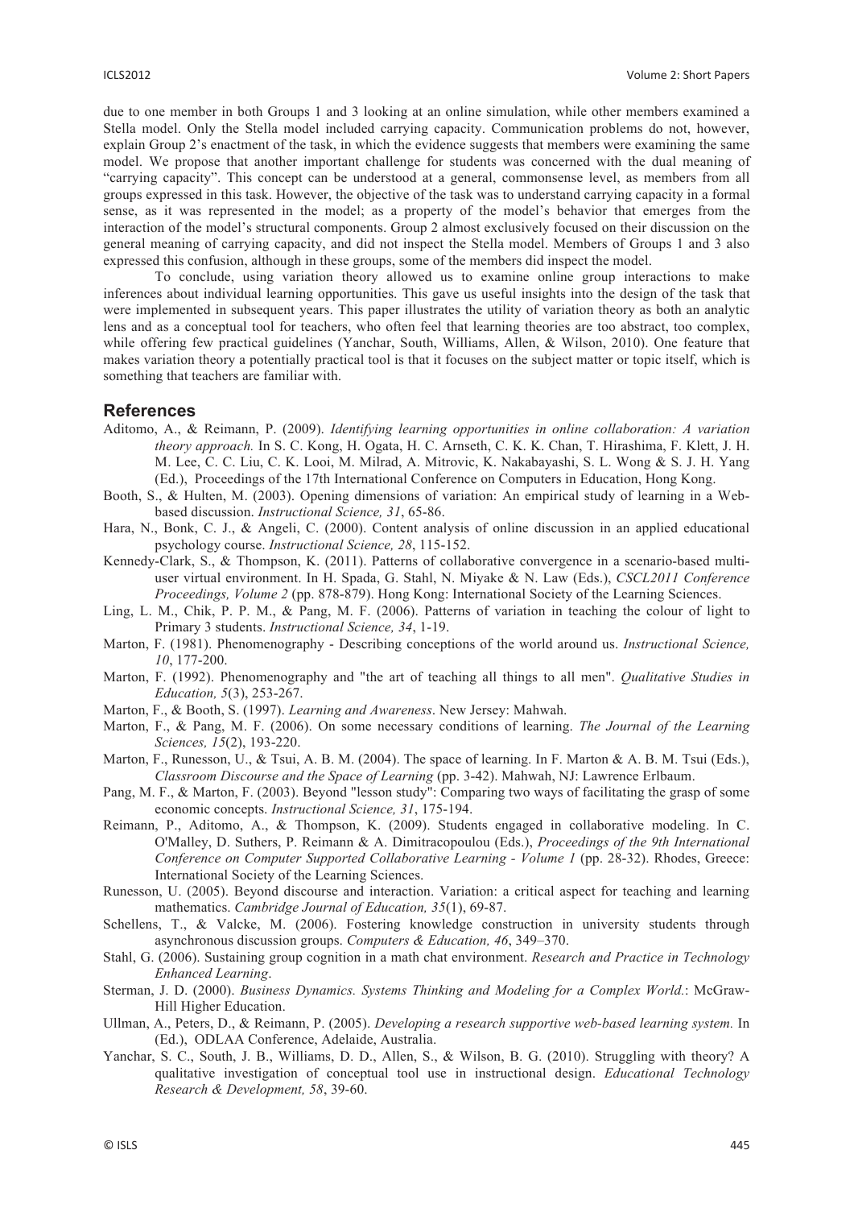due to one member in both Groups 1 and 3 looking at an online simulation, while other members examined a Stella model. Only the Stella model included carrying capacity. Communication problems do not, however, explain Group 2's enactment of the task, in which the evidence suggests that members were examining the same model. We propose that another important challenge for students was concerned with the dual meaning of "carrying capacity". This concept can be understood at a general, commonsense level, as members from all groups expressed in this task. However, the objective of the task was to understand carrying capacity in a formal sense, as it was represented in the model; as a property of the model's behavior that emerges from the interaction of the model's structural components. Group 2 almost exclusively focused on their discussion on the general meaning of carrying capacity, and did not inspect the Stella model. Members of Groups 1 and 3 also expressed this confusion, although in these groups, some of the members did inspect the model.

To conclude, using variation theory allowed us to examine online group interactions to make inferences about individual learning opportunities. This gave us useful insights into the design of the task that were implemented in subsequent years. This paper illustrates the utility of variation theory as both an analytic lens and as a conceptual tool for teachers, who often feel that learning theories are too abstract, too complex, while offering few practical guidelines (Yanchar, South, Williams, Allen, & Wilson, 2010). One feature that makes variation theory a potentially practical tool is that it focuses on the subject matter or topic itself, which is something that teachers are familiar with.

## References

Aditomo, A., & Reimann, P. (2009). *Identifying learning opportunities in online collaboration: A variation theory approach.* In S. C. Kong, H. Ogata, H. C. Arnseth, C. K. K. Chan, T. Hirashima, F. Klett, J. H. M. Lee, C. C. Liu, C. K. Looi, M. Milrad, A. Mitrovic, K. Nakabayashi, S. L. Wong & S. J. H. Yang (Ed.), Proceedings of the 17th International Conference on Computers in Education, Hong Kong.

Booth, S., & Hulten, M. (2003). Opening dimensions of variation: An empirical study of learning in a Web-based discussion. *Instructional Science, 31*, 65-86.

Hara, N., Bonk, C. J., & Angeli, C. (2000). Content analysis of online discussion in an applied educational psychology course. *Instructional Science, 28*, 115-152.

Kennedy-Clark, S., & Thompson, K. (2011). Patterns of collaborative convergence in a scenario-based multi-user virtual environment. In H. Spada, G. Stahl, N. Miyake & N. Law (Eds.), *CSCL2011 Conference Proceedings, Volume 2* (pp. 878-879). Hong Kong: International Society of the Learning Sciences.

Ling, L. M., Chik, P. P. M., & Pang, M. F. (2006). Patterns of variation in teaching the colour of light to Primary 3 students. *Instructional Science, 34*, 1-19.

Marton, F. (1981). Phenomenography - Describing conceptions of the world around us. *Instructional Science, 10*, 177-200.

Marton, F. (1992). Phenomenography and "the art of teaching all things to all men". *Qualitative Studies in Education, 5*(3), 253-267.

Marton, F., & Booth, S. (1997). *Learning and Awareness*. New Jersey: Mahwah.

Marton, F., & Pang, M. F. (2006). On some necessary conditions of learning. *The Journal of the Learning Sciences, 15*(2), 193-220.

Marton, F., Runesson, U., & Tsui, A. B. M. (2004). The space of learning. In F. Marton & A. B. M. Tsui (Eds.), *Classroom Discourse and the Space of Learning* (pp. 3-42). Mahwah, NJ: Lawrence Erlbaum.

Pang, M. F., & Marton, F. (2003). Beyond "lesson study": Comparing two ways of facilitating the grasp of some economic concepts. *Instructional Science, 31*, 175-194.

Reimann, P., Aditomo, A., & Thompson, K. (2009). Students engaged in collaborative modeling. In C. O'Malley, D. Suthers, P. Reimann & A. Dimitracopoulou (Eds.), *Proceedings of the 9th International Conference on Computer Supported Collaborative Learning - Volume 1* (pp. 28-32). Rhodes, Greece: International Society of the Learning Sciences.

Runesson, U. (2005). Beyond discourse and interaction. Variation: a critical aspect for teaching and learning mathematics. *Cambridge Journal of Education, 35*(1), 69-87.

Schellens, T., & Valcke, M. (2006). Fostering knowledge construction in university students through asynchronous discussion groups. *Computers & Education, 46*, 349–370.

Stahl, G. (2006). Sustaining group cognition in a math chat environment. *Research and Practice in Technology Enhanced Learning*.

Sterman, J. D. (2000). *Business Dynamics. Systems Thinking and Modeling for a Complex World.*: McGraw-Hill Higher Education.

Ullman, A., Peters, D., & Reimann, P. (2005). *Developing a research supportive web-based learning system.* In (Ed.), ODLAA Conference, Adelaide, Australia.

Yanchar, S. C., South, J. B., Williams, D. D., Allen, S., & Wilson, B. G. (2010). Struggling with theory? A qualitative investigation of conceptual tool use in instructional design. *Educational Technology Research & Development, 58*, 39-60.